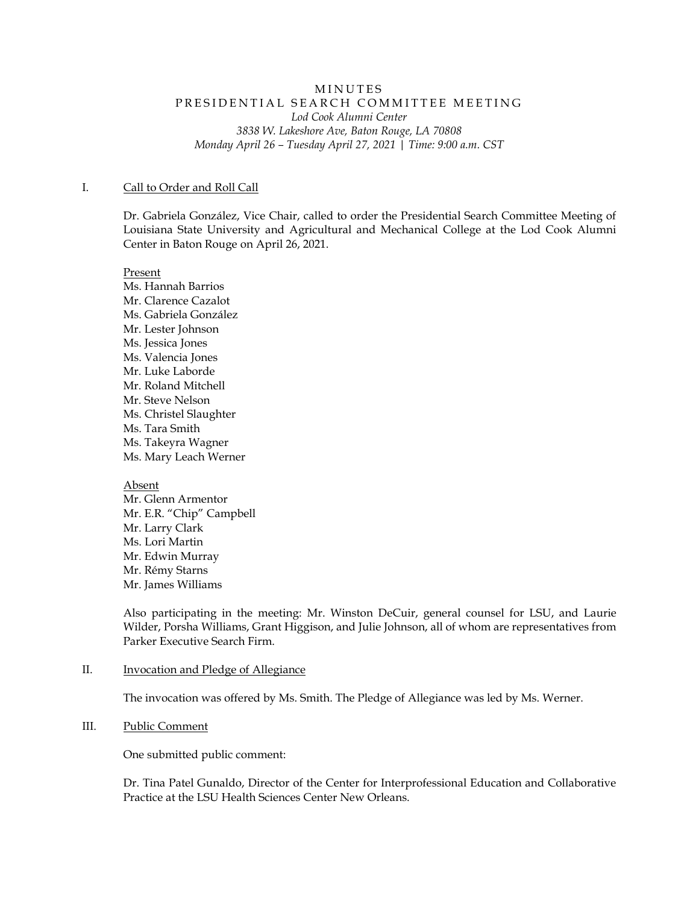# MINUTES

## PRESIDENTIAL SEARCH COMMITTEE MEETING

*Lod Cook Alumni Center*
*3838 W. Lakeshore Ave, Baton Rouge, LA 70808*
*Monday April 26 – Tuesday April 27, 2021 | Time: 9:00 a.m. CST*

### I. Call to Order and Roll Call

Dr. Gabriela González, Vice Chair, called to order the Presidential Search Committee Meeting of Louisiana State University and Agricultural and Mechanical College at the Lod Cook Alumni Center in Baton Rouge on April 26, 2021.

Present
Ms. Hannah Barrios
Mr. Clarence Cazalot
Ms. Gabriela González
Mr. Lester Johnson
Ms. Jessica Jones
Ms. Valencia Jones
Mr. Luke Laborde
Mr. Roland Mitchell
Mr. Steve Nelson
Ms. Christel Slaughter
Ms. Tara Smith
Ms. Takeyra Wagner
Ms. Mary Leach Werner

Absent
Mr. Glenn Armentor
Mr. E.R. "Chip" Campbell
Mr. Larry Clark
Ms. Lori Martin
Mr. Edwin Murray
Mr. Rémy Starns
Mr. James Williams

Also participating in the meeting: Mr. Winston DeCuir, general counsel for LSU, and Laurie Wilder, Porsha Williams, Grant Higgison, and Julie Johnson, all of whom are representatives from Parker Executive Search Firm.

### II. Invocation and Pledge of Allegiance

The invocation was offered by Ms. Smith. The Pledge of Allegiance was led by Ms. Werner.

### III. Public Comment

One submitted public comment:

Dr. Tina Patel Gunaldo, Director of the Center for Interprofessional Education and Collaborative Practice at the LSU Health Sciences Center New Orleans.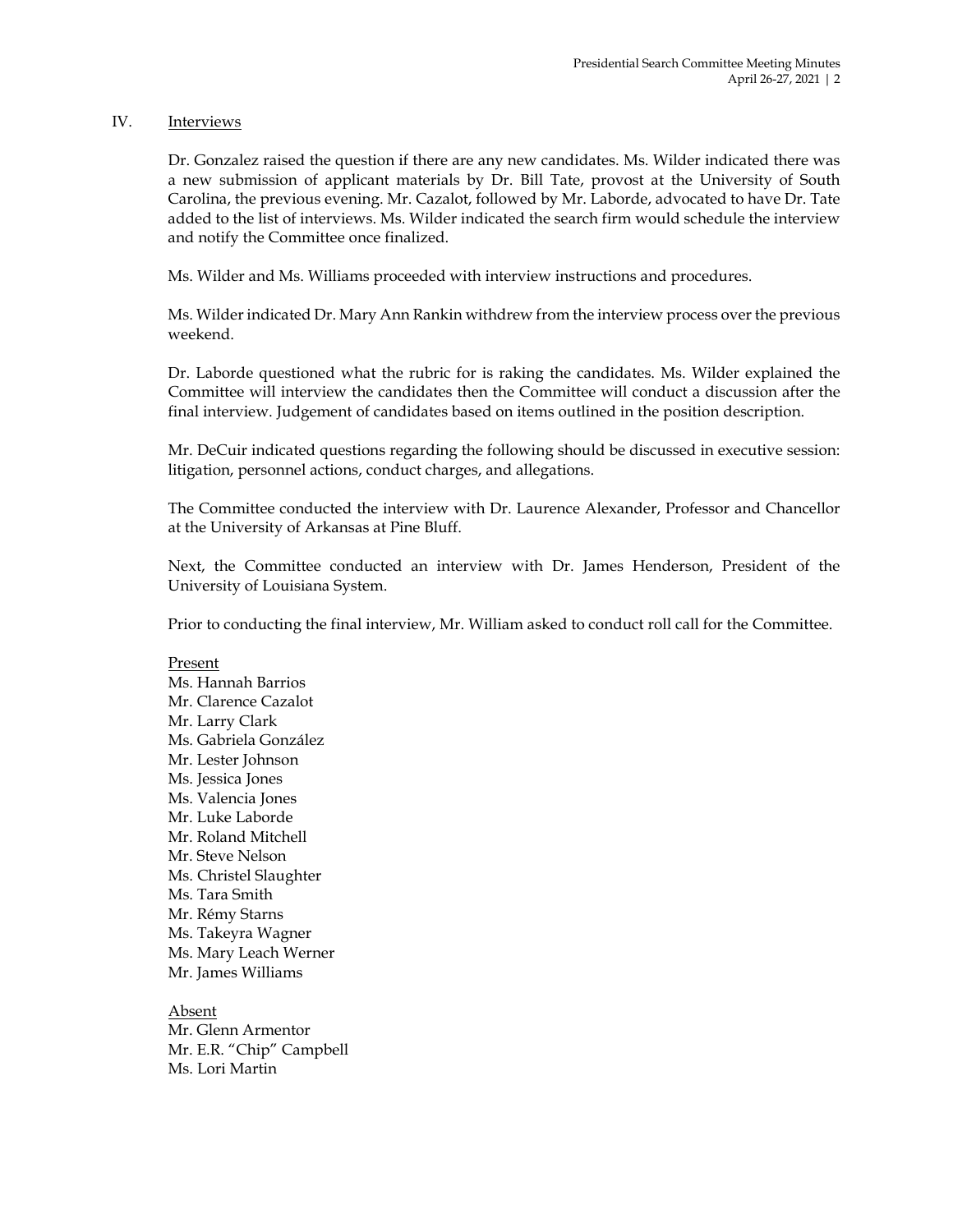## IV. Interviews

Dr. Gonzalez raised the question if there are any new candidates. Ms. Wilder indicated there was a new submission of applicant materials by Dr. Bill Tate, provost at the University of South Carolina, the previous evening. Mr. Cazalot, followed by Mr. Laborde, advocated to have Dr. Tate added to the list of interviews. Ms. Wilder indicated the search firm would schedule the interview and notify the Committee once finalized.

Ms. Wilder and Ms. Williams proceeded with interview instructions and procedures.

Ms. Wilder indicated Dr. Mary Ann Rankin withdrew from the interview process over the previous weekend.

Dr. Laborde questioned what the rubric for is raking the candidates. Ms. Wilder explained the Committee will interview the candidates then the Committee will conduct a discussion after the final interview. Judgement of candidates based on items outlined in the position description.

Mr. DeCuir indicated questions regarding the following should be discussed in executive session: litigation, personnel actions, conduct charges, and allegations.

The Committee conducted the interview with Dr. Laurence Alexander, Professor and Chancellor at the University of Arkansas at Pine Bluff.

Next, the Committee conducted an interview with Dr. James Henderson, President of the University of Louisiana System.

Prior to conducting the final interview, Mr. William asked to conduct roll call for the Committee.

Present

Ms. Hannah Barrios
Mr. Clarence Cazalot
Mr. Larry Clark
Ms. Gabriela González
Mr. Lester Johnson
Ms. Jessica Jones
Ms. Valencia Jones
Mr. Luke Laborde
Mr. Roland Mitchell
Mr. Steve Nelson
Ms. Christel Slaughter
Ms. Tara Smith
Mr. Rémy Starns
Ms. Takeyra Wagner
Ms. Mary Leach Werner
Mr. James Williams

Absent

Mr. Glenn Armentor
Mr. E.R. "Chip" Campbell
Ms. Lori Martin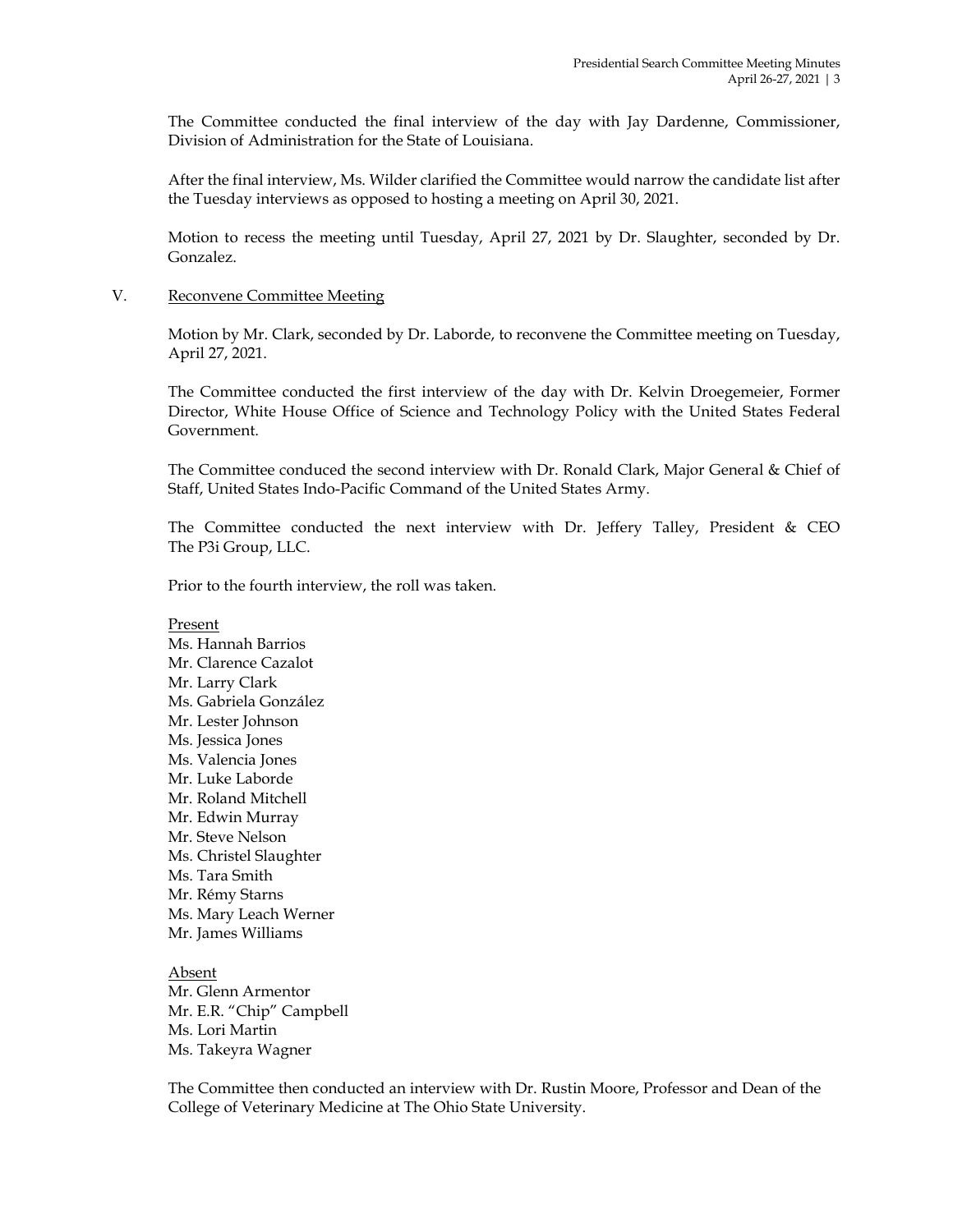The Committee conducted the final interview of the day with Jay Dardenne, Commissioner, Division of Administration for the State of Louisiana.

After the final interview, Ms. Wilder clarified the Committee would narrow the candidate list after the Tuesday interviews as opposed to hosting a meeting on April 30, 2021.

Motion to recess the meeting until Tuesday, April 27, 2021 by Dr. Slaughter, seconded by Dr. Gonzalez.

V. Reconvene Committee Meeting

Motion by Mr. Clark, seconded by Dr. Laborde, to reconvene the Committee meeting on Tuesday, April 27, 2021.

The Committee conducted the first interview of the day with Dr. Kelvin Droegemeier, Former Director, White House Office of Science and Technology Policy with the United States Federal Government.

The Committee conduced the second interview with Dr. Ronald Clark, Major General & Chief of Staff, United States Indo-Pacific Command of the United States Army.

The Committee conducted the next interview with Dr. Jeffery Talley, President & CEO The P3i Group, LLC.

Prior to the fourth interview, the roll was taken.

Present
Ms. Hannah Barrios
Mr. Clarence Cazalot
Mr. Larry Clark
Ms. Gabriela González
Mr. Lester Johnson
Ms. Jessica Jones
Ms. Valencia Jones
Mr. Luke Laborde
Mr. Roland Mitchell
Mr. Edwin Murray
Mr. Steve Nelson
Ms. Christel Slaughter
Ms. Tara Smith
Mr. Rémy Starns
Ms. Mary Leach Werner
Mr. James Williams

Absent
Mr. Glenn Armentor
Mr. E.R. "Chip" Campbell
Ms. Lori Martin
Ms. Takeyra Wagner

The Committee then conducted an interview with Dr. Rustin Moore, Professor and Dean of the College of Veterinary Medicine at The Ohio State University.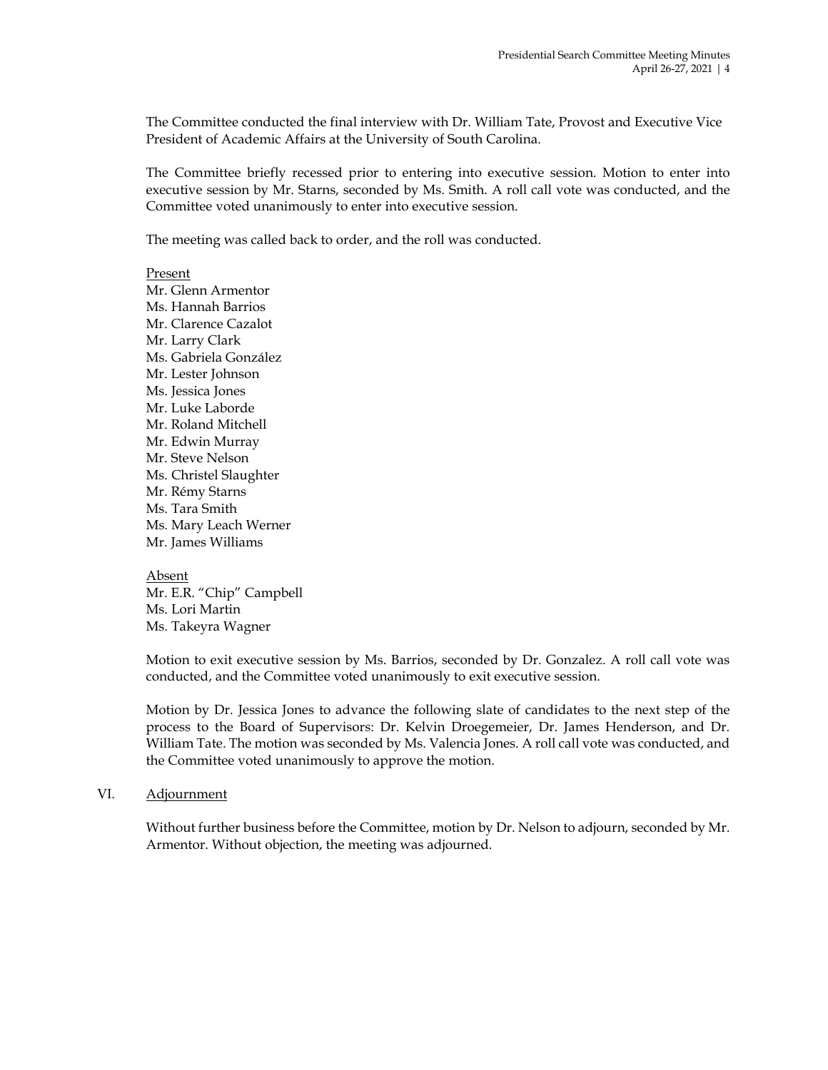The Committee conducted the final interview with Dr. William Tate, Provost and Executive Vice President of Academic Affairs at the University of South Carolina.

The Committee briefly recessed prior to entering into executive session. Motion to enter into executive session by Mr. Starns, seconded by Ms. Smith. A roll call vote was conducted, and the Committee voted unanimously to enter into executive session.

The meeting was called back to order, and the roll was conducted.

Present
Mr. Glenn Armentor
Ms. Hannah Barrios
Mr. Clarence Cazalot
Mr. Larry Clark
Ms. Gabriela González
Mr. Lester Johnson
Ms. Jessica Jones
Mr. Luke Laborde
Mr. Roland Mitchell
Mr. Edwin Murray
Mr. Steve Nelson
Ms. Christel Slaughter
Mr. Rémy Starns
Ms. Tara Smith
Ms. Mary Leach Werner
Mr. James Williams

Absent
Mr. E.R. "Chip" Campbell
Ms. Lori Martin
Ms. Takeyra Wagner

Motion to exit executive session by Ms. Barrios, seconded by Dr. Gonzalez. A roll call vote was conducted, and the Committee voted unanimously to exit executive session.

Motion by Dr. Jessica Jones to advance the following slate of candidates to the next step of the process to the Board of Supervisors: Dr. Kelvin Droegemeier, Dr. James Henderson, and Dr. William Tate. The motion was seconded by Ms. Valencia Jones. A roll call vote was conducted, and the Committee voted unanimously to approve the motion.

VI. Adjournment

Without further business before the Committee, motion by Dr. Nelson to adjourn, seconded by Mr. Armentor. Without objection, the meeting was adjourned.